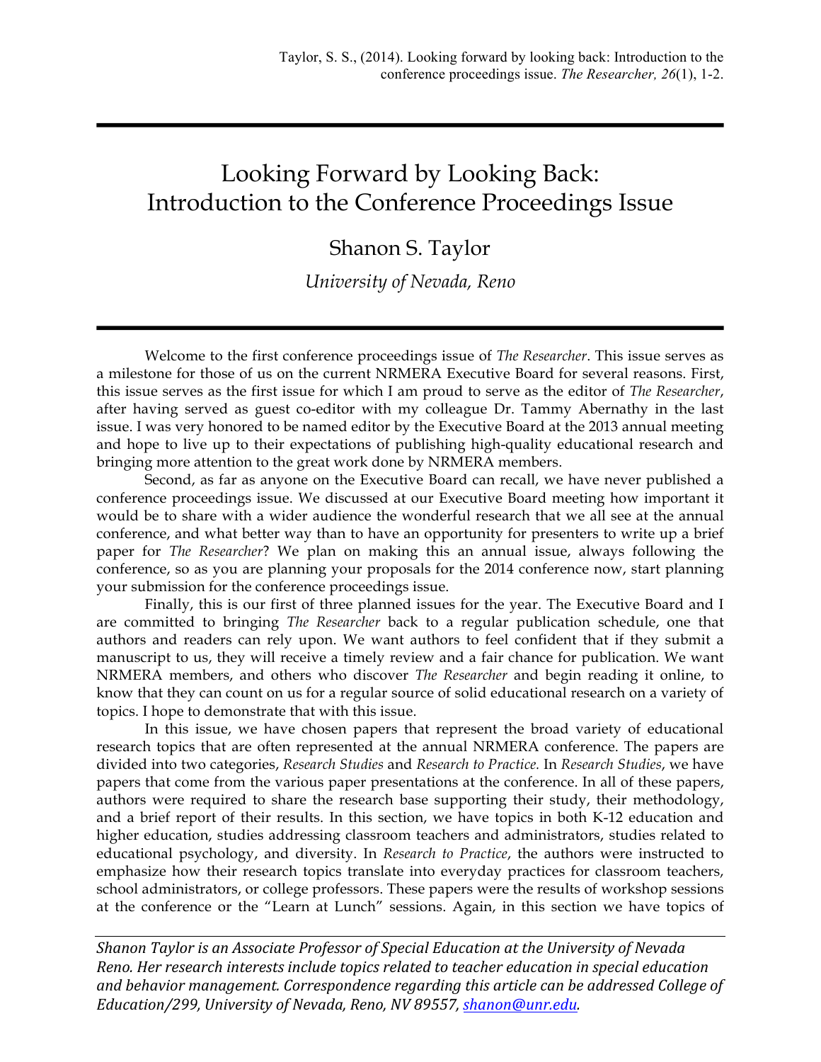Taylor, S. S., (2014). Looking forward by looking back: Introduction to the conference proceedings issue. *The Researcher, 26*(1), 1-2.

# Looking Forward by Looking Back: Introduction to the Conference Proceedings Issue

## Shanon S. Taylor

*University of Nevada, Reno*

Welcome to the first conference proceedings issue of *The Researcher*. This issue serves as a milestone for those of us on the current NRMERA Executive Board for several reasons. First, this issue serves as the first issue for which I am proud to serve as the editor of *The Researcher*, after having served as guest co-editor with my colleague Dr. Tammy Abernathy in the last issue. I was very honored to be named editor by the Executive Board at the 2013 annual meeting and hope to live up to their expectations of publishing high-quality educational research and bringing more attention to the great work done by NRMERA members.

Second, as far as anyone on the Executive Board can recall, we have never published a conference proceedings issue. We discussed at our Executive Board meeting how important it would be to share with a wider audience the wonderful research that we all see at the annual conference, and what better way than to have an opportunity for presenters to write up a brief paper for *The Researcher*? We plan on making this an annual issue, always following the conference, so as you are planning your proposals for the 2014 conference now, start planning your submission for the conference proceedings issue.

Finally, this is our first of three planned issues for the year. The Executive Board and I are committed to bringing *The Researcher* back to a regular publication schedule, one that authors and readers can rely upon. We want authors to feel confident that if they submit a manuscript to us, they will receive a timely review and a fair chance for publication. We want NRMERA members, and others who discover *The Researcher* and begin reading it online, to know that they can count on us for a regular source of solid educational research on a variety of topics. I hope to demonstrate that with this issue.

In this issue, we have chosen papers that represent the broad variety of educational research topics that are often represented at the annual NRMERA conference. The papers are divided into two categories, *Research Studies* and *Research to Practice.* In *Research Studies*, we have papers that come from the various paper presentations at the conference. In all of these papers, authors were required to share the research base supporting their study, their methodology, and a brief report of their results. In this section, we have topics in both K-12 education and higher education, studies addressing classroom teachers and administrators, studies related to educational psychology, and diversity. In *Research to Practice*, the authors were instructed to emphasize how their research topics translate into everyday practices for classroom teachers, school administrators, or college professors. These papers were the results of workshop sessions at the conference or the "Learn at Lunch" sessions. Again, in this section we have topics of

---

*Shanon Taylor is an Associate Professor of Special Education at the University of Nevada Reno. Her research interests include topics related to teacher education in special education and behavior management. Correspondence regarding this article can be addressed College of Education/299, University of Nevada, Reno, NV 89557, shanon@unr.edu.*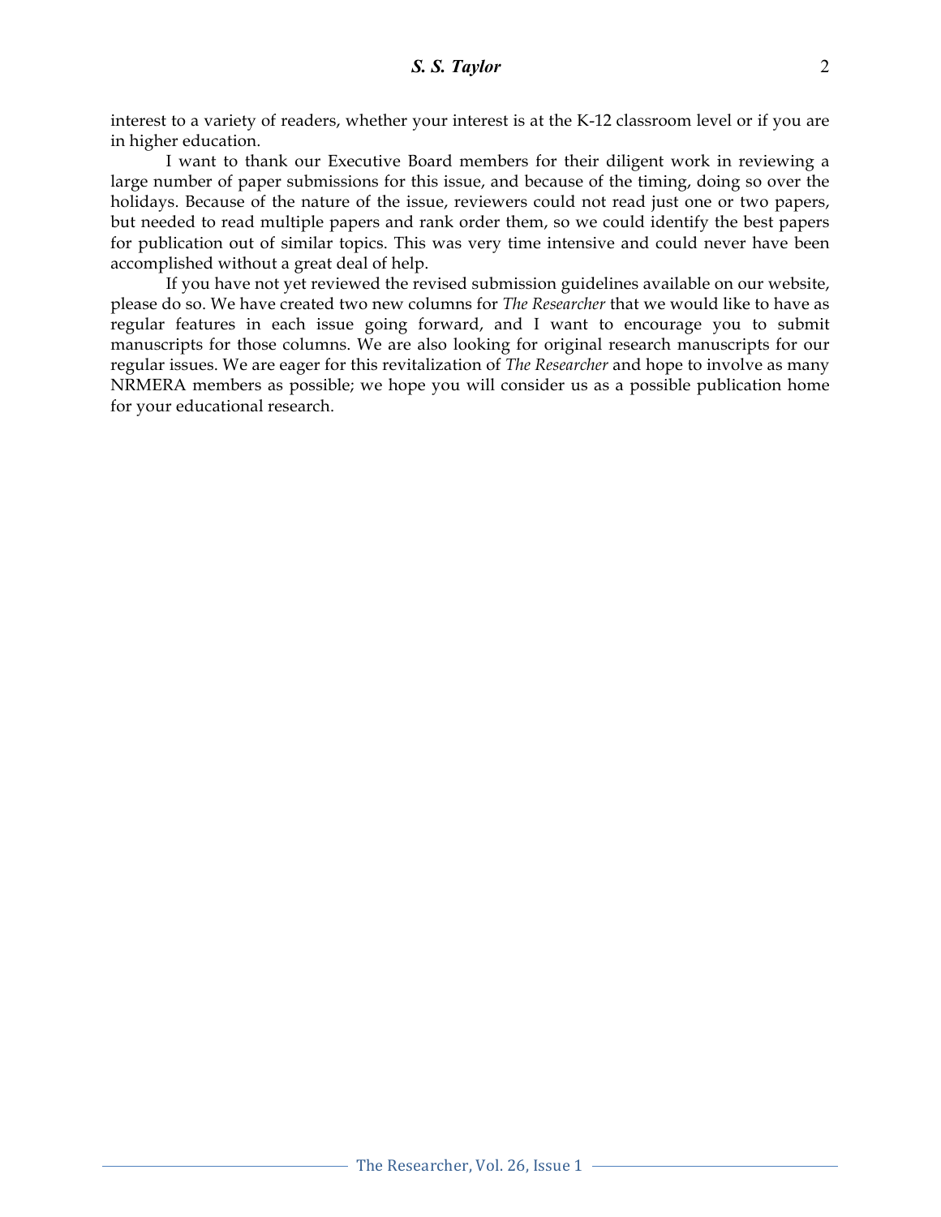interest to a variety of readers, whether your interest is at the K-12 classroom level or if you are in higher education.

I want to thank our Executive Board members for their diligent work in reviewing a large number of paper submissions for this issue, and because of the timing, doing so over the holidays. Because of the nature of the issue, reviewers could not read just one or two papers, but needed to read multiple papers and rank order them, so we could identify the best papers for publication out of similar topics. This was very time intensive and could never have been accomplished without a great deal of help.

If you have not yet reviewed the revised submission guidelines available on our website, please do so. We have created two new columns for *The Researcher* that we would like to have as regular features in each issue going forward, and I want to encourage you to submit manuscripts for those columns. We are also looking for original research manuscripts for our regular issues. We are eager for this revitalization of *The Researcher* and hope to involve as many NRMERA members as possible; we hope you will consider us as a possible publication home for your educational research.